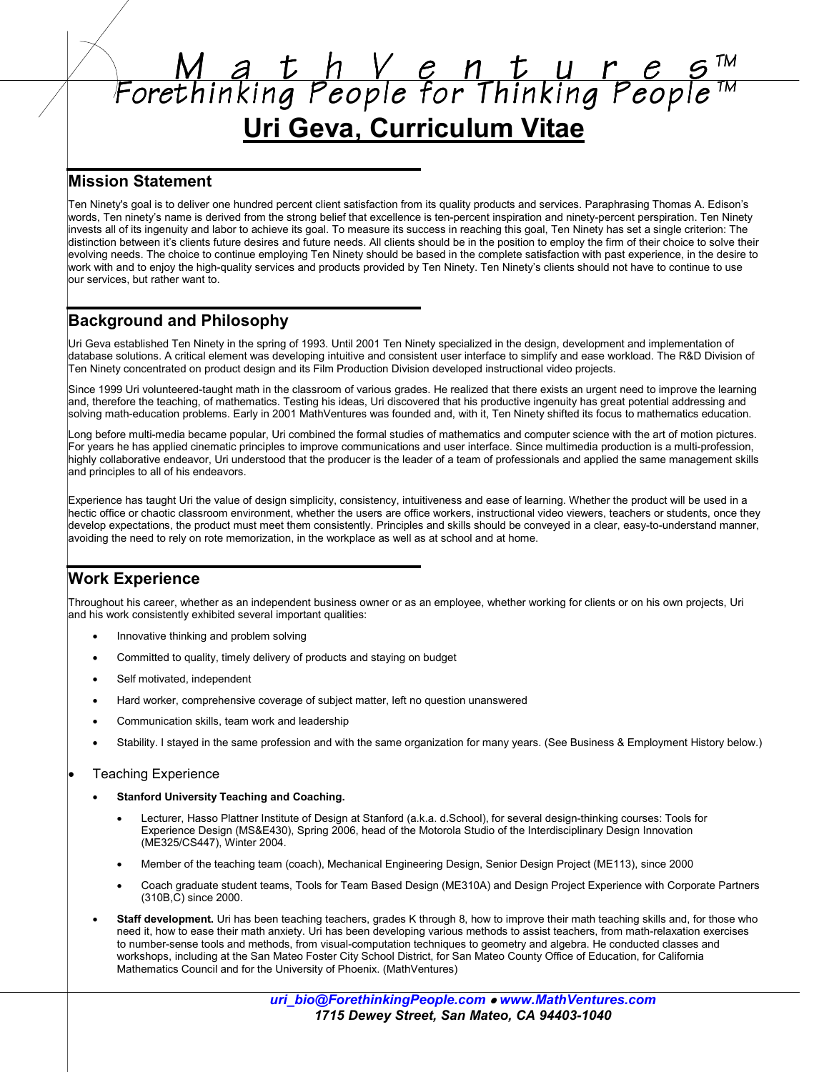# M a t h V e n t u r e s™
Forethinking People for Thinking People™

# Uri Geva, Curriculum Vitae

## Mission Statement

Ten Ninety's goal is to deliver one hundred percent client satisfaction from its quality products and services. Paraphrasing Thomas A. Edison's words, Ten ninety's name is derived from the strong belief that excellence is ten-percent inspiration and ninety-percent perspiration. Ten Ninety invests all of its ingenuity and labor to achieve its goal. To measure its success in reaching this goal, Ten Ninety has set a single criterion: The distinction between it's clients future desires and future needs. All clients should be in the position to employ the firm of their choice to solve their evolving needs. The choice to continue employing Ten Ninety should be based in the complete satisfaction with past experience, in the desire to work with and to enjoy the high-quality services and products provided by Ten Ninety. Ten Ninety's clients should not have to continue to use our services, but rather want to.

## Background and Philosophy

Uri Geva established Ten Ninety in the spring of 1993. Until 2001 Ten Ninety specialized in the design, development and implementation of database solutions. A critical element was developing intuitive and consistent user interface to simplify and ease workload. The R&D Division of Ten Ninety concentrated on product design and its Film Production Division developed instructional video projects.

Since 1999 Uri volunteered-taught math in the classroom of various grades. He realized that there exists an urgent need to improve the learning and, therefore the teaching, of mathematics. Testing his ideas, Uri discovered that his productive ingenuity has great potential addressing and solving math-education problems. Early in 2001 MathVentures was founded and, with it, Ten Ninety shifted its focus to mathematics education.

Long before multi-media became popular, Uri combined the formal studies of mathematics and computer science with the art of motion pictures. For years he has applied cinematic principles to improve communications and user interface. Since multimedia production is a multi-profession, highly collaborative endeavor, Uri understood that the producer is the leader of a team of professionals and applied the same management skills and principles to all of his endeavors.

Experience has taught Uri the value of design simplicity, consistency, intuitiveness and ease of learning. Whether the product will be used in a hectic office or chaotic classroom environment, whether the users are office workers, instructional video viewers, teachers or students, once they develop expectations, the product must meet them consistently. Principles and skills should be conveyed in a clear, easy-to-understand manner, avoiding the need to rely on rote memorization, in the workplace as well as at school and at home.

## Work Experience

Throughout his career, whether as an independent business owner or as an employee, whether working for clients or on his own projects, Uri and his work consistently exhibited several important qualities:

- Innovative thinking and problem solving
- Committed to quality, timely delivery of products and staying on budget
- Self motivated, independent
- Hard worker, comprehensive coverage of subject matter, left no question unanswered
- Communication skills, team work and leadership
- Stability. I stayed in the same profession and with the same organization for many years. (See Business & Employment History below.)

- Teaching Experience
  - **Stanford University Teaching and Coaching.**
    - Lecturer, Hasso Plattner Institute of Design at Stanford (a.k.a. d.School), for several design-thinking courses: Tools for Experience Design (MS&E430), Spring 2006, head of the Motorola Studio of the Interdisciplinary Design Innovation (ME325/CS447), Winter 2004.
    - Member of the teaching team (coach), Mechanical Engineering Design, Senior Design Project (ME113), since 2000
    - Coach graduate student teams, Tools for Team Based Design (ME310A) and Design Project Experience with Corporate Partners (310B,C) since 2000.
  - **Staff development.** Uri has been teaching teachers, grades K through 8, how to improve their math teaching skills and, for those who need it, how to ease their math anxiety. Uri has been developing various methods to assist teachers, from math-relaxation exercises to number-sense tools and methods, from visual-computation techniques to geometry and algebra. He conducted classes and workshops, including at the San Mateo Foster City School District, for San Mateo County Office of Education, for California Mathematics Council and for the University of Phoenix. (MathVentures)

***uri_bio@ForethinkingPeople.com • www.MathVentures.com***
***1715 Dewey Street, San Mateo, CA 94403-1040***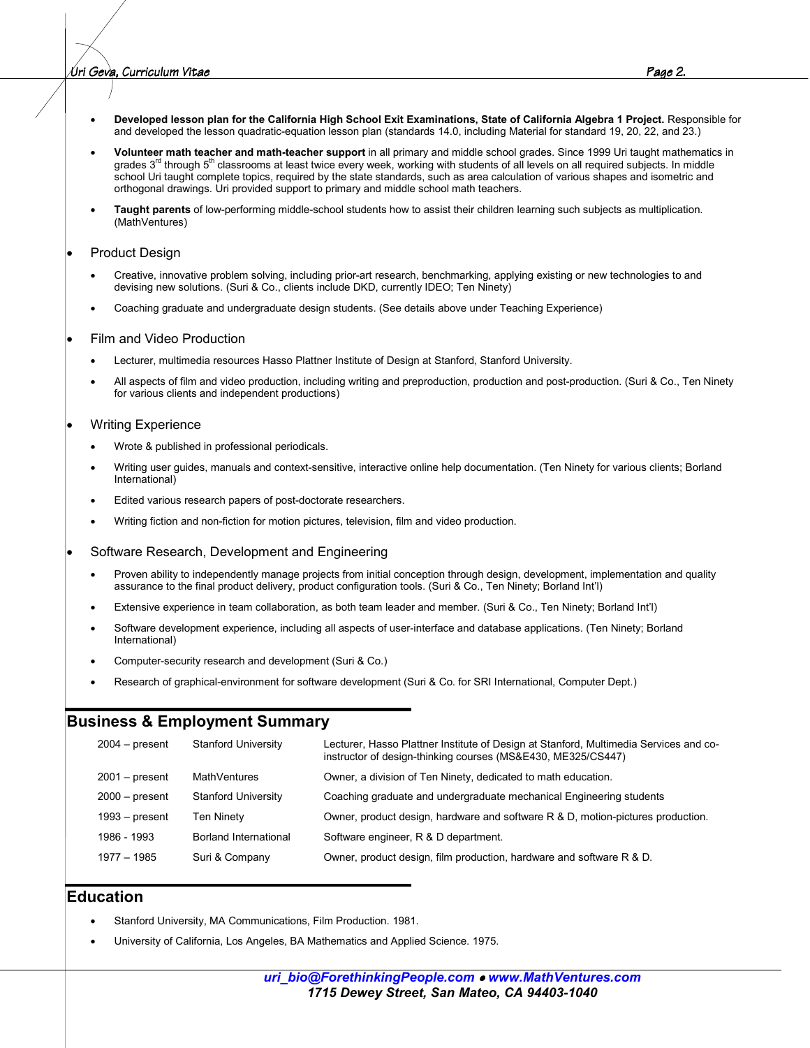- **Developed lesson plan for the California High School Exit Examinations, State of California Algebra 1 Project.** Responsible for and developed the lesson quadratic-equation lesson plan (standards 14.0, including Material for standard 19, 20, 22, and 23.)
- **Volunteer math teacher and math-teacher support** in all primary and middle school grades. Since 1999 Uri taught mathematics in grades 3rd through 5th classrooms at least twice every week, working with students of all levels on all required subjects. In middle school Uri taught complete topics, required by the state standards, such as area calculation of various shapes and isometric and orthogonal drawings. Uri provided support to primary and middle school math teachers.
- **Taught parents** of low-performing middle-school students how to assist their children learning such subjects as multiplication. (MathVentures)

- Product Design
  - Creative, innovative problem solving, including prior-art research, benchmarking, applying existing or new technologies to and devising new solutions. (Suri & Co., clients include DKD, currently IDEO; Ten Ninety)
  - Coaching graduate and undergraduate design students. (See details above under Teaching Experience)

- Film and Video Production
  - Lecturer, multimedia resources Hasso Plattner Institute of Design at Stanford, Stanford University.
  - All aspects of film and video production, including writing and preproduction, production and post-production. (Suri & Co., Ten Ninety for various clients and independent productions)

- Writing Experience
  - Wrote & published in professional periodicals.
  - Writing user guides, manuals and context-sensitive, interactive online help documentation. (Ten Ninety for various clients; Borland International)
  - Edited various research papers of post-doctorate researchers.
  - Writing fiction and non-fiction for motion pictures, television, film and video production.

- Software Research, Development and Engineering
  - Proven ability to independently manage projects from initial conception through design, development, implementation and quality assurance to the final product delivery, product configuration tools. (Suri & Co., Ten Ninety; Borland Int'l)
  - Extensive experience in team collaboration, as both team leader and member. (Suri & Co., Ten Ninety; Borland Int'l)
  - Software development experience, including all aspects of user-interface and database applications. (Ten Ninety; Borland International)
  - Computer-security research and development (Suri & Co.)
  - Research of graphical-environment for software development (Suri & Co. for SRI International, Computer Dept.)

## Business & Employment Summary

| | | |
|---|---|---|
| 2004 – present | Stanford University | Lecturer, Hasso Plattner Institute of Design at Stanford, Multimedia Services and co-instructor of design-thinking courses (MS&E430, ME325/CS447) |
| 2001 – present | MathVentures | Owner, a division of Ten Ninety, dedicated to math education. |
| 2000 – present | Stanford University | Coaching graduate and undergraduate mechanical Engineering students |
| 1993 – present | Ten Ninety | Owner, product design, hardware and software R & D, motion-pictures production. |
| 1986 - 1993 | Borland International | Software engineer, R & D department. |
| 1977 – 1985 | Suri & Company | Owner, product design, film production, hardware and software R & D. |

## Education

- Stanford University, MA Communications, Film Production. 1981.
- University of California, Los Angeles, BA Mathematics and Applied Science. 1975.

***uri_bio@ForethinkingPeople.com • www.MathVentures.com***
***1715 Dewey Street, San Mateo, CA 94403-1040***